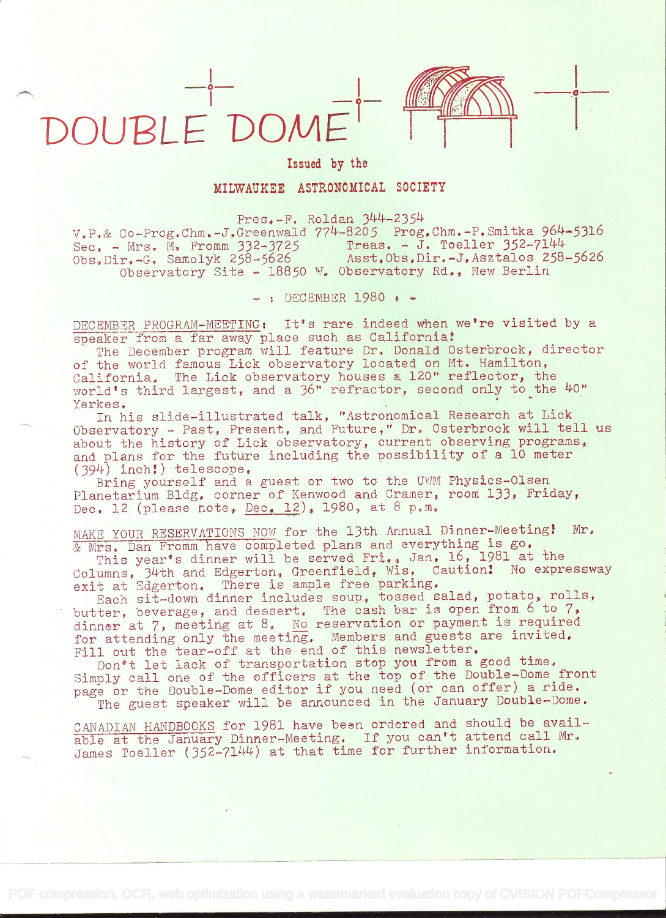# DOUBLE DOME

**Issued by the**

**MILWAUKEE ASTRONOMICAL SOCIETY**

Pres.-F. Roldan 344-2354
V.P.& Co-Prog.Chm.-J.Greenwald 774-8205 Prog.Chm.-P.Smitka 964-5316
Sec. - Mrs. M. Fromm 332-3725 Treas. - J. Toeller 352-7144
Obs.Dir.-G. Samolyk 258-5626 Asst.Obs.Dir.-J.Asztalos 258-5626
Observatory Site - 18850 W. Observatory Rd., New Berlin

- : DECEMBER 1980 : -

DECEMBER PROGRAM-MEETING: It's rare indeed when we're visited by a speaker from a far away place such as California!

The December program will feature Dr. Donald Osterbrock, director of the world famous Lick observatory located on Mt. Hamilton, California. The Lick observatory houses a 120" reflector, the world's third largest, and a 36" refractor, second only to the 40" Yerkes.

In his slide-illustrated talk, "Astronomical Research at Lick Observatory - Past, Present, and Future," Dr. Osterbrock will tell us about the history of Lick observatory, current observing programs, and plans for the future including the possibility of a 10 meter (394) inch!) telescope.

Bring yourself and a guest or two to the UWM Physics-Olsen Planetarium Bldg. corner of Kenwood and Cramer, room 133, Friday, Dec. 12 (please note, Dec. 12), 1980, at 8 p.m.

MAKE YOUR RESERVATIONS NOW for the 13th Annual Dinner-Meeting! Mr. & Mrs. Dan Fromm have completed plans and everything is go.

This year's dinner will be served Fri., Jan. 16, 1981 at the Columns, 34th and Edgerton, Greenfield, Wis. Caution! No expressway exit at Edgerton. There is ample free parking.

Each sit-down dinner includes soup, tossed salad, potato, rolls, butter, beverage, and dessert. The cash bar is open from 6 to 7, dinner at 7, meeting at 8. No reservation or payment is required for attending only the meeting. Members and guests are invited. Fill out the tear-off at the end of this newsletter.

Don't let lack of transportation stop you from a good time. Simply call one of the officers at the top of the Double-Dome front page or the Double-Dome editor if you need (or can offer) a ride.

The guest speaker will be announced in the January Double-Dome.

CANADIAN HANDBOOKS for 1981 have been ordered and should be available at the January Dinner-Meeting. If you can't attend call Mr. James Toeller (352-7144) at that time for further information.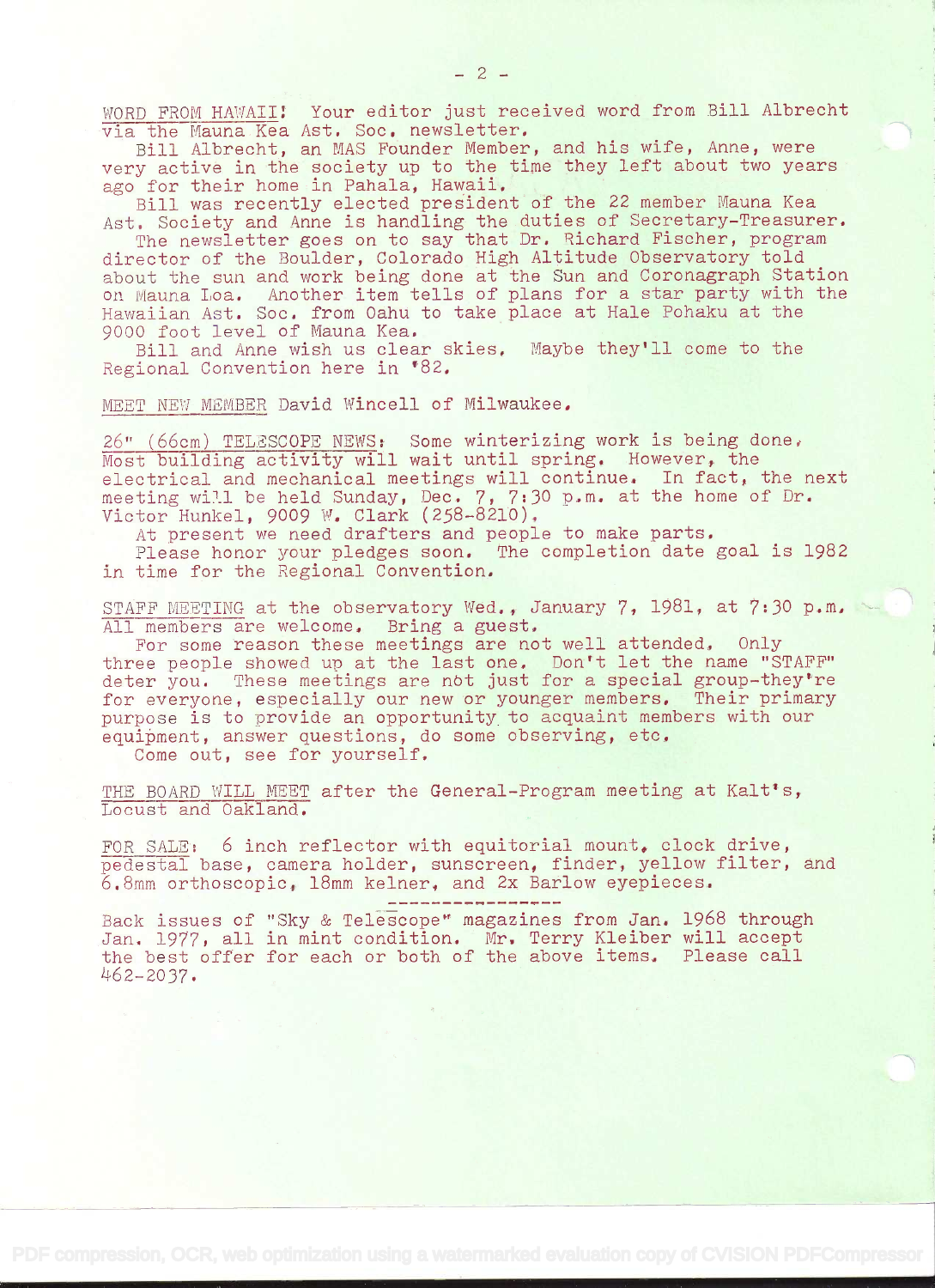WORD FROM HAWAII! Your editor just received word from Bill Albrecht via the Mauna Kea Ast. Soc. newsletter.

Bill Albrecht, an MAS Founder Member, and his wife, Anne, were very active in the society up to the time they left about two years ago for their home in Pahala, Hawaii.

Bill was recently elected president of the 22 member Mauna Kea Ast. Society and Anne is handling the duties of Secretary-Treasurer.

The newsletter goes on to say that Dr. Richard Fischer, program director of the Boulder, Colorado High Altitude Observatory told about the sun and work being done at the Sun and Coronagraph Station on Mauna Loa. Another item tells of plans for a star party with the Hawaiian Ast. Soc. from Oahu to take place at Hale Pohaku at the 9000 foot level of Mauna Kea.

Bill and Anne wish us clear skies. Maybe they'll come to the Regional Convention here in '82.

MEET NEW MEMBER David Wincell of Milwaukee.

26" (66cm) TELESCOPE NEWS: Some winterizing work is being done. Most building activity will wait until spring. However, the electrical and mechanical meetings will continue. In fact, the next meeting will be held Sunday, Dec. 7, 7:30 p.m. at the home of Dr. Victor Hunkel, 9009 W. Clark (258-8210).

At present we need drafters and people to make parts.

Please honor your pledges soon. The completion date goal is 1982 in time for the Regional Convention.

STAFF MEETING at the observatory Wed., January 7, 1981, at 7:30 p.m. All members are welcome. Bring a guest.

For some reason these meetings are not well attended. Only three people showed up at the last one. Don't let the name "STAFF" deter you. These meetings are not just for a special group-they're for everyone, especially our new or younger members. Their primary purpose is to provide an opportunity to acquaint members with our equipment, answer questions, do some observing, etc.

Come out, see for yourself.

THE BOARD WILL MEET after the General-Program meeting at Kalt's, Locust and Oakland.

FOR SALE: 6 inch reflector with equitorial mount, clock drive, pedestal base, camera holder, sunscreen, finder, yellow filter, and 6.8mm orthoscopic, 18mm kelner, and 2x Barlow eyepieces.

---

Back issues of "Sky & Telescope" magazines from Jan. 1968 through Jan. 1977, all in mint condition. Mr. Terry Kleiber will accept the best offer for each or both of the above items. Please call 462-2037.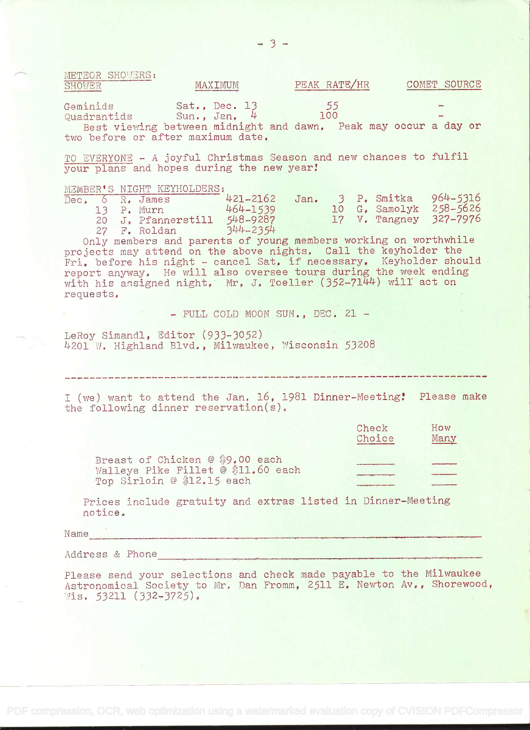METEOR SHOWERS:

| SHOWER | MAXIMUM | PEAK RATE/HR | COMET SOURCE |
|---|---|---|---|
| Geminids | Sat., Dec. 13 | 55 | - |
| Quadrantids | Sun., Jan. 4 | 100 | - |

Best viewing between midnight and dawn. Peak may occur a day or two before or after maximum date.

TO EVERYONE - A joyful Christmas Season and new chances to fulfil your plans and hopes during the new year!

MEMBER'S NIGHT KEYHOLDERS:

| | | | | | | |
|---|---|---|---|---|---|---|
| Dec. 6 | R. James | 421-2162 | Jan. 3 | P. Smitka | 964-5316 |
| 13 | P. Murn | 464-1539 | 10 | G. Samolyk | 258-5626 |
| 20 | J. Pfannerstill | 548-9287 | 17 | V. Tangney | 327-7976 |
| 27 | F. Roldan | 344-2354 | | | |

Only members and parents of young members working on worthwhile projects may attend on the above nights. Call the keyholder the Fri. before his night - cancel Sat. if necessary. Keyholder should report anyway. He will also oversee tours during the week ending with his assigned night. Mr. J. Toeller (352-7144) will act on requests.

- FULL COLD MOON SUN., DEC. 21 -

LeRoy Simandl, Editor (933-3052)
4201 W. Highland Blvd., Milwaukee, Wisconsin 53208

---

I (we) want to attend the Jan. 16, 1981 Dinner-Meeting! Please make the following dinner reservation(s).

| | Check Choice | How Many |
|---|---|---|
| Breast of Chicken @ $9.00 each | ______ | ____ |
| Walleye Pike Fillet @ $11.60 each | ______ | ____ |
| Top Sirloin @ $12.15 each | ______ | ____ |

Prices include gratuity and extras listed in Dinner-Meeting notice.

Name________________________________________________

Address & Phone______________________________________

Please send your selections and check made payable to the Milwaukee Astronomical Society to Mr. Dan Fromm, 2511 E. Newton Av., Shorewood, Wis. 53211 (332-3725).